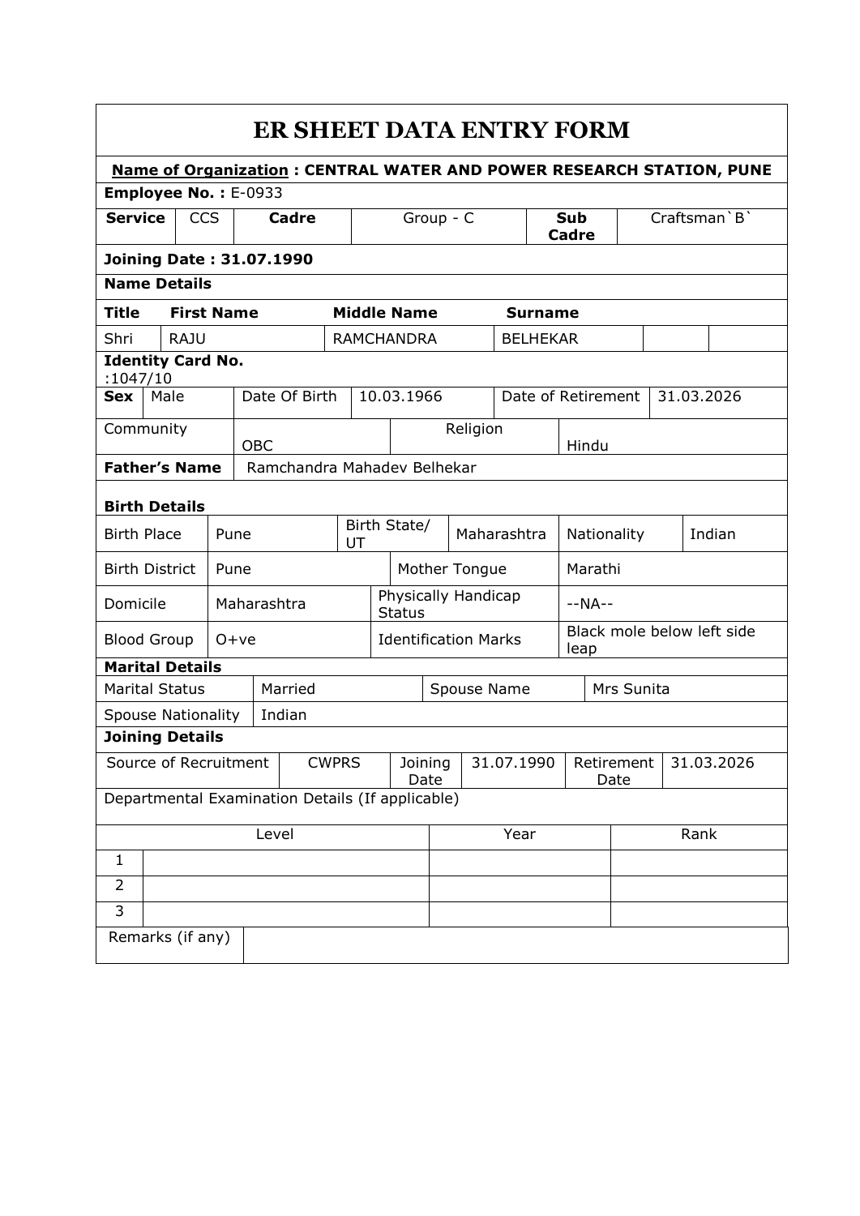# ER SHEET DATA ENTRY FORM

**Name of Organization : CENTRAL WATER AND POWER RESEARCH STATION, PUNE**

**Employee No. :** E-0933

| **Service** | CCS | **Cadre** | Group - C | **Sub Cadre** | Craftsman`B` |
|---|---|---|---|---|---|

**Joining Date : 31.07.1990**

**Name Details**

| **Title** | **First Name** | **Middle Name** | **Surname** | | |
|---|---|---|---|---|---|
| Shri | RAJU | RAMCHANDRA | BELHEKAR | | |

**Identity Card No.** :1047/10

| **Sex** | Male | Date Of Birth | 10.03.1966 | Date of Retirement | 31.03.2026 |
|---|---|---|---|---|---|

| Community | OBC | Religion | Hindu |
|---|---|---|---|

| **Father's Name** | Ramchandra Mahadev Belhekar |
|---|---|

**Birth Details**

| Birth Place | Pune | Birth State/ UT | Maharashtra | Nationality | Indian |
|---|---|---|---|---|---|

| Birth District | Pune | Mother Tongue | Marathi |
|---|---|---|---|
| Domicile | Maharashtra | Physically Handicap Status | --NA-- |
| Blood Group | O+ve | Identification Marks | Black mole below left side leap |

**Marital Details**

| Marital Status | Married | Spouse Name | Mrs Sunita |
|---|---|---|---|
| Spouse Nationality | Indian | | |

**Joining Details**

| Source of Recruitment | CWPRS | Joining Date | 31.07.1990 | Retirement Date | 31.03.2026 |
|---|---|---|---|---|---|

Departmental Examination Details (If applicable)

| | Level | Year | Rank |
|---|---|---|---|
| 1 | | | |
| 2 | | | |
| 3 | | | |

| Remarks (if any) | |
|---|---|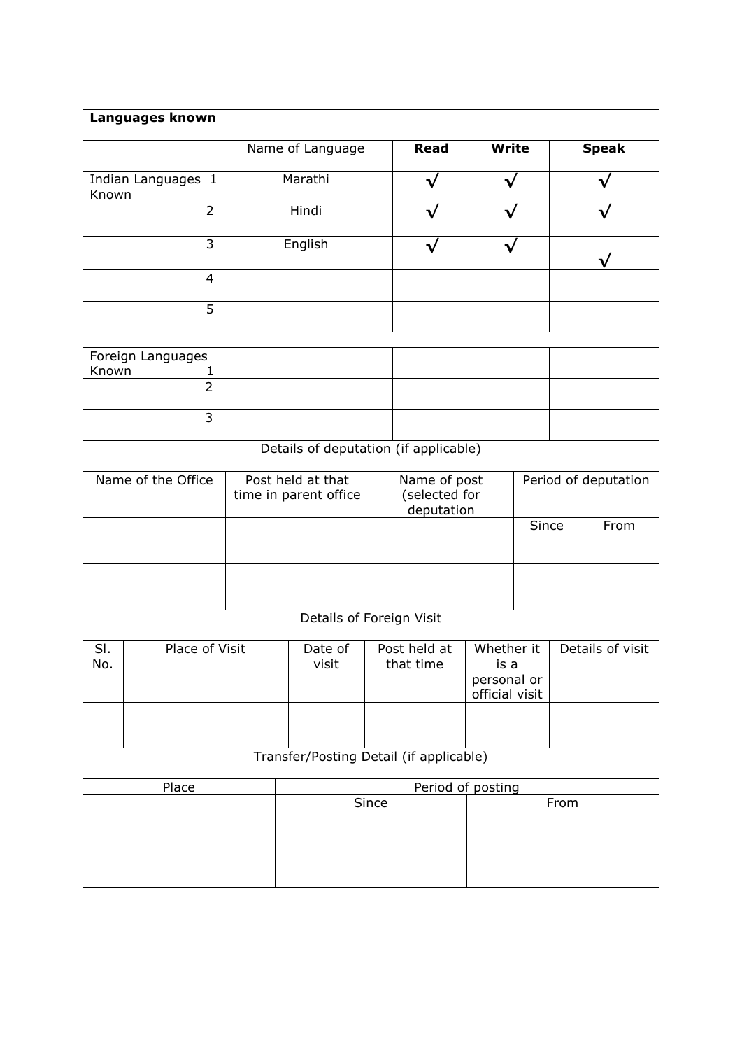| **Languages known** | | | | |
|---|---|---|---|---|
| | Name of Language | **Read** | **Write** | **Speak** |
| Indian Languages Known 1 | Marathi | √ | √ | √ |
| 2 | Hindi | √ | √ | √ |
| 3 | English | √ | √ | √ |
| 4 | | | | |
| 5 | | | | |
| | | | | |
| Foreign Languages Known 1 | | | | |
| 2 | | | | |
| 3 | | | | |

Details of deputation (if applicable)

| Name of the Office | Post held at that time in parent office | Name of post (selected for deputation | Period of deputation | |
|---|---|---|---|---|
| | | | Since | From |
| | | | | |

Details of Foreign Visit

| Sl. No. | Place of Visit | Date of visit | Post held at that time | Whether it is a personal or official visit | Details of visit |
|---|---|---|---|---|---|
| | | | | | |

Transfer/Posting Detail (if applicable)

| Place | Period of posting | |
|---|---|---|
| | Since | From |
| | | |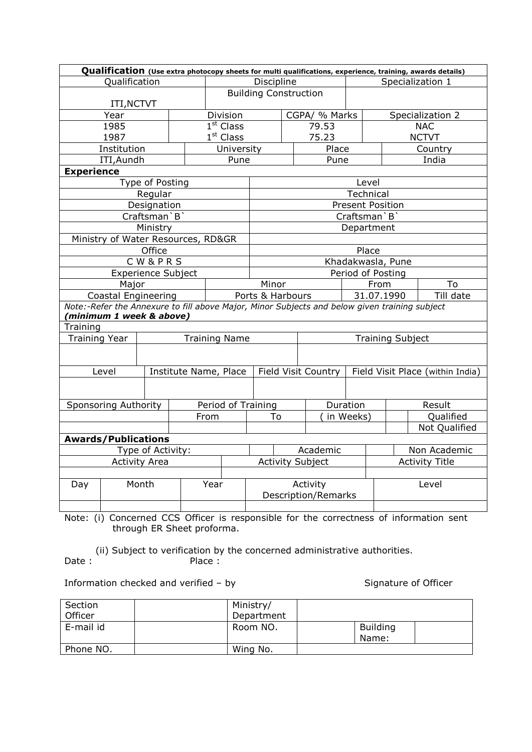| Qualification (Use extra photocopy sheets for multi qualifications, experience, training, awards details) | | | | | |
|---|---|---|---|---|---|
| Qualification | | Discipline | | Specialization 1 | |
| ITI,NCTVT | | Building Construction | | | |
| Year | Division | | CGPA/ % Marks | Specialization 2 | |
| 1985 | 1st Class | | 79.53 | NAC | |
| 1987 | 1st Class | | 75.23 | NCTVT | |
| Institution | University | | Place | Country | |
| ITI,Aundh | Pune | | Pune | India | |

**Experience**

| Type of Posting | Level |
|---|---|
| Regular | Technical |
| Designation | Present Position |
| Craftsman`B` | Craftsman`B` |
| Ministry | Department |
| Ministry of Water Resources, RD&GR | |
| Office | Place |
| C W & P R S | Khadakwasla, Pune |
| Experience Subject | Period of Posting |

| Major | Minor | From | To |
|---|---|---|---|
| Coastal Engineering | Ports & Harbours | 31.07.1990 | Till date |

*Note:-Refer the Annexure to fill above Major, Minor Subjects and below given training subject* ***(minimum 1 week & above)***

Training

| Training Year | Training Name | Training Subject |
|---|---|---|
| | | |

| Level | Institute Name, Place | Field Visit Country | Field Visit Place (within India) |
|---|---|---|---|
| | | | |

| Sponsoring Authority | Period of Training | | Duration | | Result |
|---|---|---|---|---|---|
| | From | To | ( in Weeks) | | Qualified |
| | | | | | Not Qualified |

**Awards/Publications**

| Type of Activity: | | Academic | | Non Academic |
|---|---|---|---|---|
| Activity Area | Activity Subject | | Activity Title | |
| | | | | |

| Day | Month | Year | Activity Description/Remarks | Level |
|---|---|---|---|---|
| | | | | |

Note: (i) Concerned CCS Officer is responsible for the correctness of information sent through ER Sheet proforma.

(ii) Subject to verification by the concerned administrative authorities.

Date : Place :

Information checked and verified – by Signature of Officer

| | | | | | |
|---|---|---|---|---|---|
| Section Officer | | Ministry/ Department | | | |
| E-mail id | | Room NO. | | Building Name: | |
| Phone NO. | | Wing No. | | | |